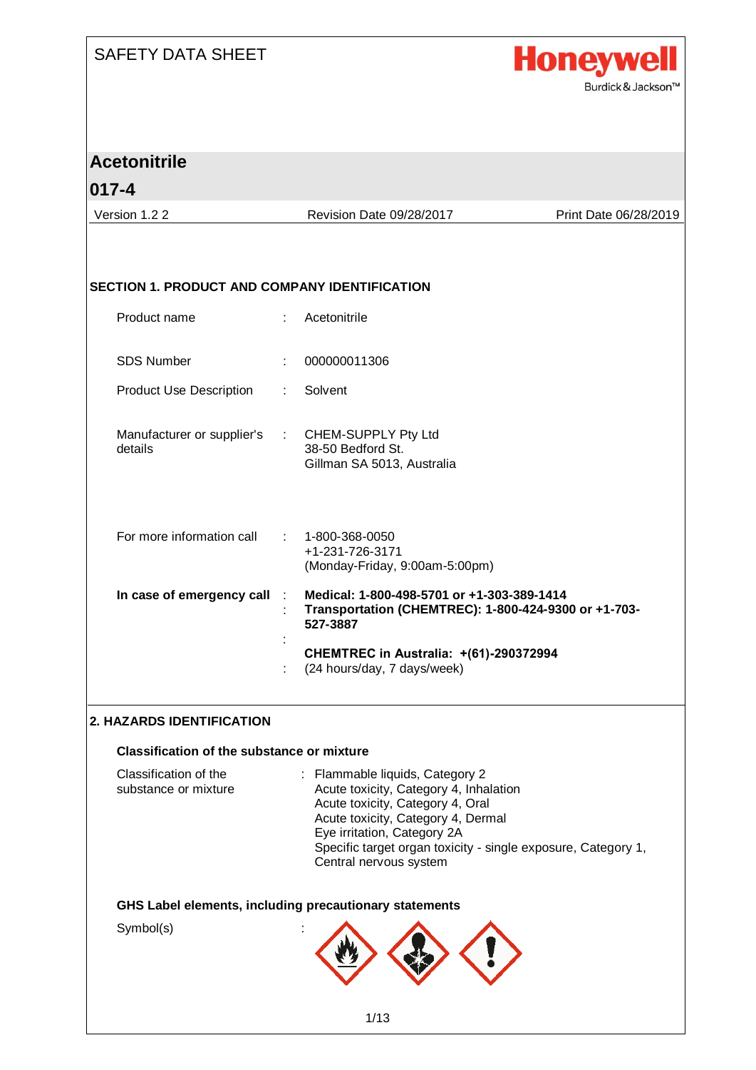SAFETY DATA SHEET

Honeywell
Burdick & Jackson™

# Acetonitrile

# 017-4

Version 1.2 2 | Revision Date 09/28/2017 | Print Date 06/28/2019

## SECTION 1. PRODUCT AND COMPANY IDENTIFICATION

Product name : Acetonitrile

SDS Number : 000000011306

Product Use Description : Solvent

Manufacturer or supplier's details : CHEM-SUPPLY Pty Ltd
38-50 Bedford St.
Gillman SA 5013, Australia

For more information call : 1-800-368-0050
+1-231-726-3171
(Monday-Friday, 9:00am-5:00pm)

**In case of emergency call** : **Medical: 1-800-498-5701 or +1-303-389-1414**
: **Transportation (CHEMTREC): 1-800-424-9300 or +1-703-527-3887**
:
**CHEMTREC in Australia: +(61)-290372994**
: (24 hours/day, 7 days/week)

## 2. HAZARDS IDENTIFICATION

### Classification of the substance or mixture

Classification of the substance or mixture : Flammable liquids, Category 2
Acute toxicity, Category 4, Inhalation
Acute toxicity, Category 4, Oral
Acute toxicity, Category 4, Dermal
Eye irritation, Category 2A
Specific target organ toxicity - single exposure, Category 1, Central nervous system

### GHS Label elements, including precautionary statements

Symbol(s) :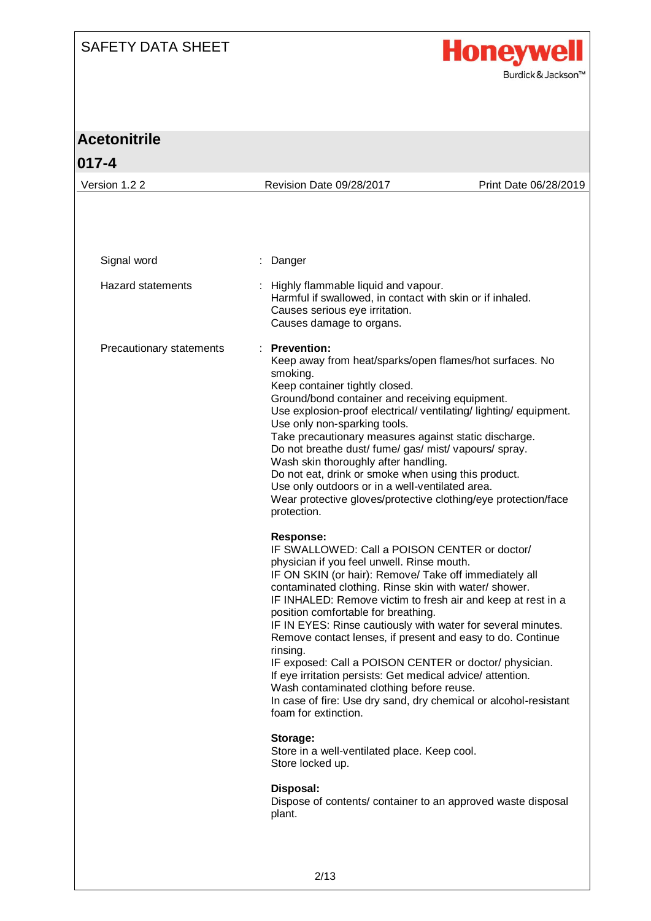| | | |
|---|---|---|
| Signal word | : | Danger |
| Hazard statements | : | Highly flammable liquid and vapour.<br>Harmful if swallowed, in contact with skin or if inhaled.<br>Causes serious eye irritation.<br>Causes damage to organs. |
| Precautionary statements | : | **Prevention:**<br>Keep away from heat/sparks/open flames/hot surfaces. No smoking.<br>Keep container tightly closed.<br>Ground/bond container and receiving equipment.<br>Use explosion-proof electrical/ ventilating/ lighting/ equipment.<br>Use only non-sparking tools.<br>Take precautionary measures against static discharge.<br>Do not breathe dust/ fume/ gas/ mist/ vapours/ spray.<br>Wash skin thoroughly after handling.<br>Do not eat, drink or smoke when using this product.<br>Use only outdoors or in a well-ventilated area.<br>Wear protective gloves/protective clothing/eye protection/face protection.<br><br>**Response:**<br>IF SWALLOWED: Call a POISON CENTER or doctor/ physician if you feel unwell. Rinse mouth.<br>IF ON SKIN (or hair): Remove/ Take off immediately all contaminated clothing. Rinse skin with water/ shower.<br>IF INHALED: Remove victim to fresh air and keep at rest in a position comfortable for breathing.<br>IF IN EYES: Rinse cautiously with water for several minutes. Remove contact lenses, if present and easy to do. Continue rinsing.<br>IF exposed: Call a POISON CENTER or doctor/ physician.<br>If eye irritation persists: Get medical advice/ attention.<br>Wash contaminated clothing before reuse.<br>In case of fire: Use dry sand, dry chemical or alcohol-resistant foam for extinction.<br><br>**Storage:**<br>Store in a well-ventilated place. Keep cool.<br>Store locked up.<br><br>**Disposal:**<br>Dispose of contents/ container to an approved waste disposal plant. |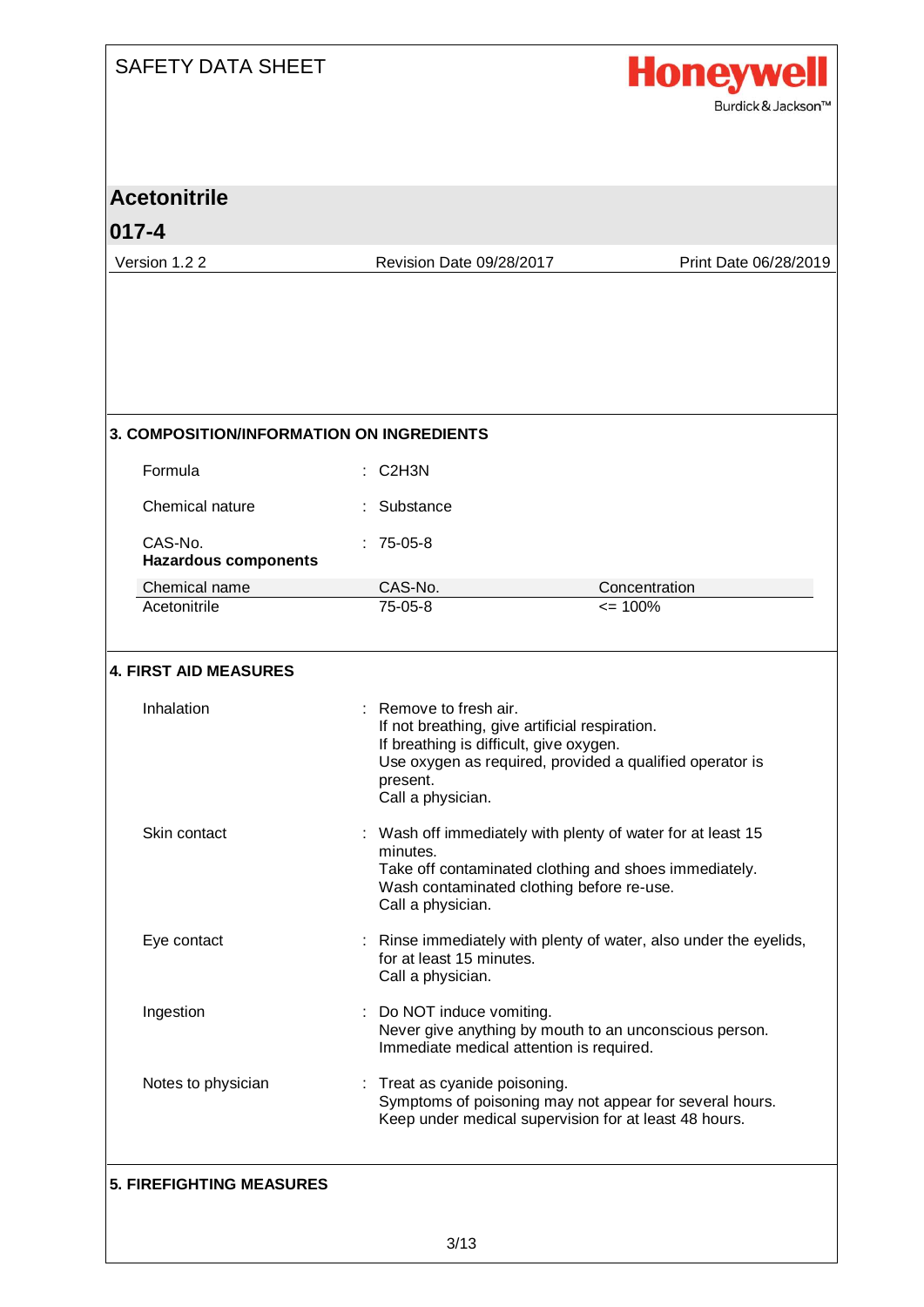## 3. COMPOSITION/INFORMATION ON INGREDIENTS

| | | |
|---|---|---|
| Formula | : | $C_2H_3N$ |
| Chemical nature | : | Substance |
| CAS-No. | : | 75-05-8 |

**Hazardous components**

| Chemical name | CAS-No. | Concentration |
|---|---|---|
| Acetonitrile | 75-05-8 | <= 100% |

## 4. FIRST AID MEASURES

**Inhalation** : Remove to fresh air.
If not breathing, give artificial respiration.
If breathing is difficult, give oxygen.
Use oxygen as required, provided a qualified operator is present.
Call a physician.

**Skin contact** : Wash off immediately with plenty of water for at least 15 minutes.
Take off contaminated clothing and shoes immediately.
Wash contaminated clothing before re-use.
Call a physician.

**Eye contact** : Rinse immediately with plenty of water, also under the eyelids, for at least 15 minutes.
Call a physician.

**Ingestion** : Do NOT induce vomiting.
Never give anything by mouth to an unconscious person.
Immediate medical attention is required.

**Notes to physician** : Treat as cyanide poisoning.
Symptoms of poisoning may not appear for several hours.
Keep under medical supervision for at least 48 hours.

## 5. FIREFIGHTING MEASURES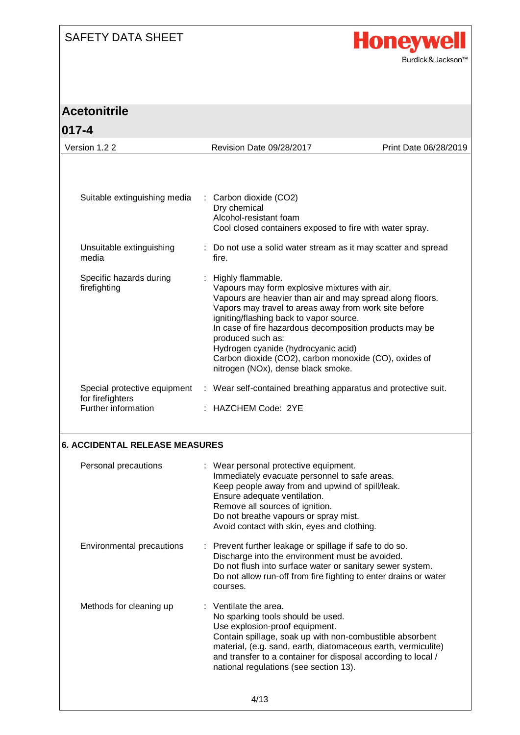| | | |
|---|---|---|
| Suitable extinguishing media | : | Carbon dioxide ($CO_2$)<br>Dry chemical<br>Alcohol-resistant foam<br>Cool closed containers exposed to fire with water spray. |
| Unsuitable extinguishing media | : | Do not use a solid water stream as it may scatter and spread fire. |
| Specific hazards during firefighting | : | Highly flammable.<br>Vapours may form explosive mixtures with air.<br>Vapours are heavier than air and may spread along floors.<br>Vapors may travel to areas away from work site before igniting/flashing back to vapor source.<br>In case of fire hazardous decomposition products may be produced such as:<br>Hydrogen cyanide (hydrocyanic acid)<br>Carbon dioxide ($CO_2$), carbon monoxide (CO), oxides of nitrogen ($NO_x$), dense black smoke. |
| Special protective equipment for firefighters | : | Wear self-contained breathing apparatus and protective suit. |
| Further information | : | HAZCHEM Code: 2YE |

## 6. ACCIDENTAL RELEASE MEASURES

| | | |
|---|---|---|
| Personal precautions | : | Wear personal protective equipment.<br>Immediately evacuate personnel to safe areas.<br>Keep people away from and upwind of spill/leak.<br>Ensure adequate ventilation.<br>Remove all sources of ignition.<br>Do not breathe vapours or spray mist.<br>Avoid contact with skin, eyes and clothing. |
| Environmental precautions | : | Prevent further leakage or spillage if safe to do so.<br>Discharge into the environment must be avoided.<br>Do not flush into surface water or sanitary sewer system.<br>Do not allow run-off from fire fighting to enter drains or water courses. |
| Methods for cleaning up | : | Ventilate the area.<br>No sparking tools should be used.<br>Use explosion-proof equipment.<br>Contain spillage, soak up with non-combustible absorbent material, (e.g. sand, earth, diatomaceous earth, vermiculite) and transfer to a container for disposal according to local / national regulations (see section 13). |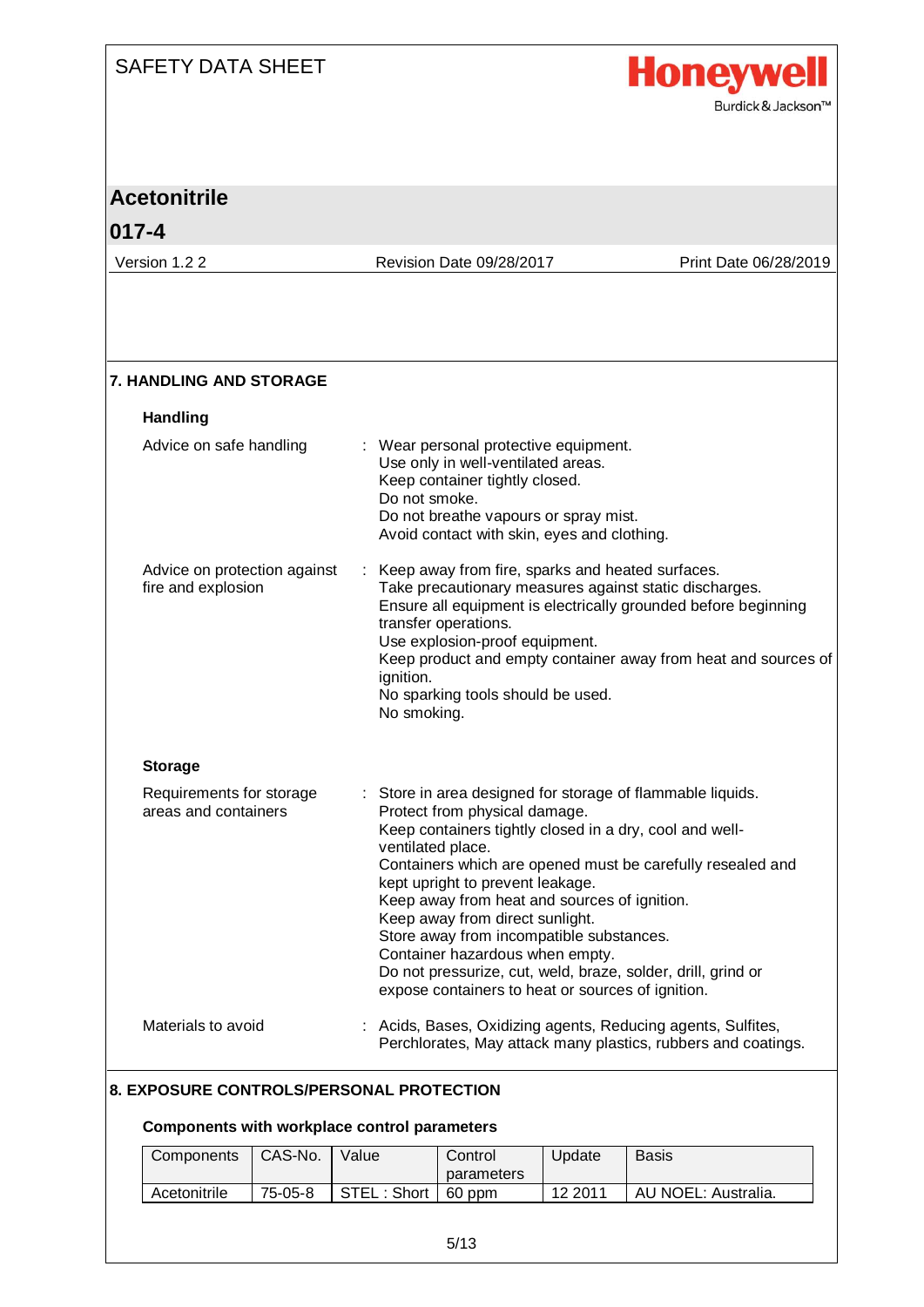## 7. HANDLING AND STORAGE

### Handling

**Advice on safe handling** : Wear personal protective equipment.
Use only in well-ventilated areas.
Keep container tightly closed.
Do not smoke.
Do not breathe vapours or spray mist.
Avoid contact with skin, eyes and clothing.

**Advice on protection against fire and explosion** : Keep away from fire, sparks and heated surfaces.
Take precautionary measures against static discharges.
Ensure all equipment is electrically grounded before beginning transfer operations.
Use explosion-proof equipment.
Keep product and empty container away from heat and sources of ignition.
No sparking tools should be used.
No smoking.

### Storage

**Requirements for storage areas and containers** : Store in area designed for storage of flammable liquids.
Protect from physical damage.
Keep containers tightly closed in a dry, cool and well-ventilated place.
Containers which are opened must be carefully resealed and kept upright to prevent leakage.
Keep away from heat and sources of ignition.
Keep away from direct sunlight.
Store away from incompatible substances.
Container hazardous when empty.
Do not pressurize, cut, weld, braze, solder, drill, grind or expose containers to heat or sources of ignition.

**Materials to avoid** : Acids, Bases, Oxidizing agents, Reducing agents, Sulfites, Perchlorates, May attack many plastics, rubbers and coatings.

## 8. EXPOSURE CONTROLS/PERSONAL PROTECTION

### Components with workplace control parameters

| Components | CAS-No. | Value | Control parameters | Update | Basis |
|---|---|---|---|---|---|
| Acetonitrile | 75-05-8 | STEL : Short | 60 ppm | 12 2011 | AU NOEL: Australia. |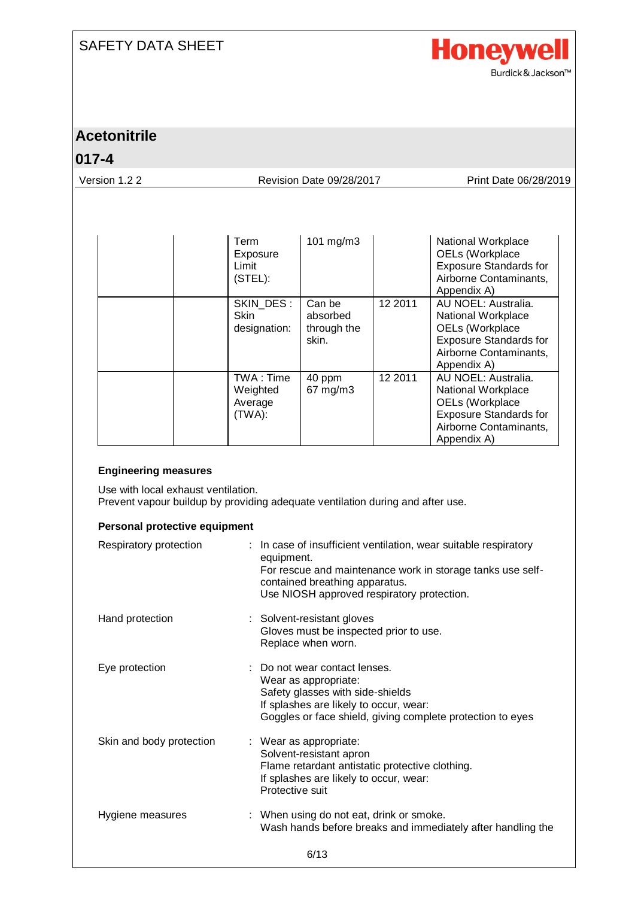| | | Term Exposure Limit (STEL): | 101 mg/m3 | | National Workplace OELs (Workplace Exposure Standards for Airborne Contaminants, Appendix A) |
|---|---|---|---|---|---|
| | | SKIN_DES : Skin designation: | Can be absorbed through the skin. | 12 2011 | AU NOEL: Australia. National Workplace OELs (Workplace Exposure Standards for Airborne Contaminants, Appendix A) |
| | | TWA : Time Weighted Average (TWA): | 40 ppm 67 mg/m3 | 12 2011 | AU NOEL: Australia. National Workplace OELs (Workplace Exposure Standards for Airborne Contaminants, Appendix A) |

**Engineering measures**

Use with local exhaust ventilation.
Prevent vapour buildup by providing adequate ventilation during and after use.

**Personal protective equipment**

Respiratory protection : In case of insufficient ventilation, wear suitable respiratory equipment.
For rescue and maintenance work in storage tanks use self-contained breathing apparatus.
Use NIOSH approved respiratory protection.

Hand protection : Solvent-resistant gloves
Gloves must be inspected prior to use.
Replace when worn.

Eye protection : Do not wear contact lenses.
Wear as appropriate:
Safety glasses with side-shields
If splashes are likely to occur, wear:
Goggles or face shield, giving complete protection to eyes

Skin and body protection : Wear as appropriate:
Solvent-resistant apron
Flame retardant antistatic protective clothing.
If splashes are likely to occur, wear:
Protective suit

Hygiene measures : When using do not eat, drink or smoke.
Wash hands before breaks and immediately after handling the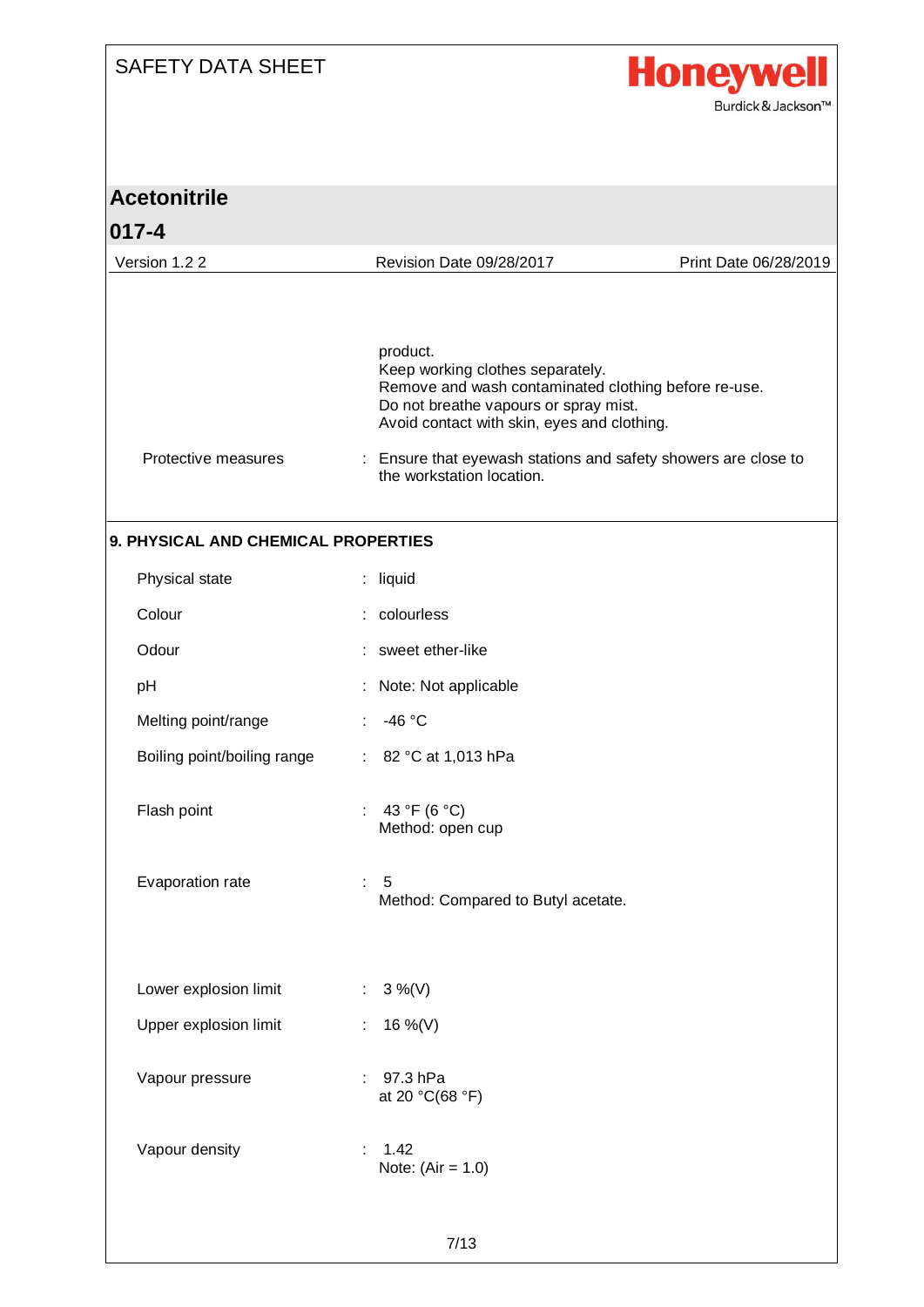product.
Keep working clothes separately.
Remove and wash contaminated clothing before re-use.
Do not breathe vapours or spray mist.
Avoid contact with skin, eyes and clothing.

| | |
|---|---|
| Protective measures | : Ensure that eyewash stations and safety showers are close to the workstation location. |

## 9. PHYSICAL AND CHEMICAL PROPERTIES

| | |
|---|---|
| Physical state | : liquid |
| Colour | : colourless |
| Odour | : sweet ether-like |
| pH | : Note: Not applicable |
| Melting point/range | : -46 °C |
| Boiling point/boiling range | : 82 °C at 1,013 hPa |
| Flash point | : 43 °F (6 °C)<br>Method: open cup |
| Evaporation rate | : 5<br>Method: Compared to Butyl acetate. |
| Lower explosion limit | : 3 %(V) |
| Upper explosion limit | : 16 %(V) |
| Vapour pressure | : 97.3 hPa<br>at 20 °C(68 °F) |
| Vapour density | : 1.42<br>Note: (Air = 1.0) |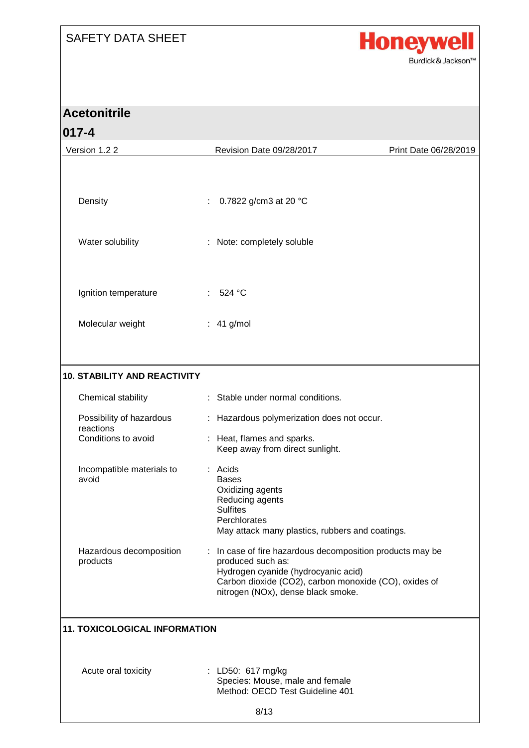| | |
|---|---|
| Density | : 0.7822 g/cm3 at 20 °C |
| Water solubility | : Note: completely soluble |
| Ignition temperature | : 524 °C |
| Molecular weight | : 41 g/mol |

## 10. STABILITY AND REACTIVITY

| | |
|---|---|
| Chemical stability | : Stable under normal conditions. |
| Possibility of hazardous reactions | : Hazardous polymerization does not occur. |
| Conditions to avoid | : Heat, flames and sparks.<br>Keep away from direct sunlight. |
| Incompatible materials to avoid | : Acids<br>Bases<br>Oxidizing agents<br>Reducing agents<br>Sulfites<br>Perchlorates<br>May attack many plastics, rubbers and coatings. |
| Hazardous decomposition products | : In case of fire hazardous decomposition products may be produced such as:<br>Hydrogen cyanide (hydrocyanic acid)<br>Carbon dioxide ($CO_2$), carbon monoxide (CO), oxides of nitrogen ($NO_x$), dense black smoke. |

## 11. TOXICOLOGICAL INFORMATION

| | |
|---|---|
| Acute oral toxicity | : LD50: 617 mg/kg<br>Species: Mouse, male and female<br>Method: OECD Test Guideline 401 |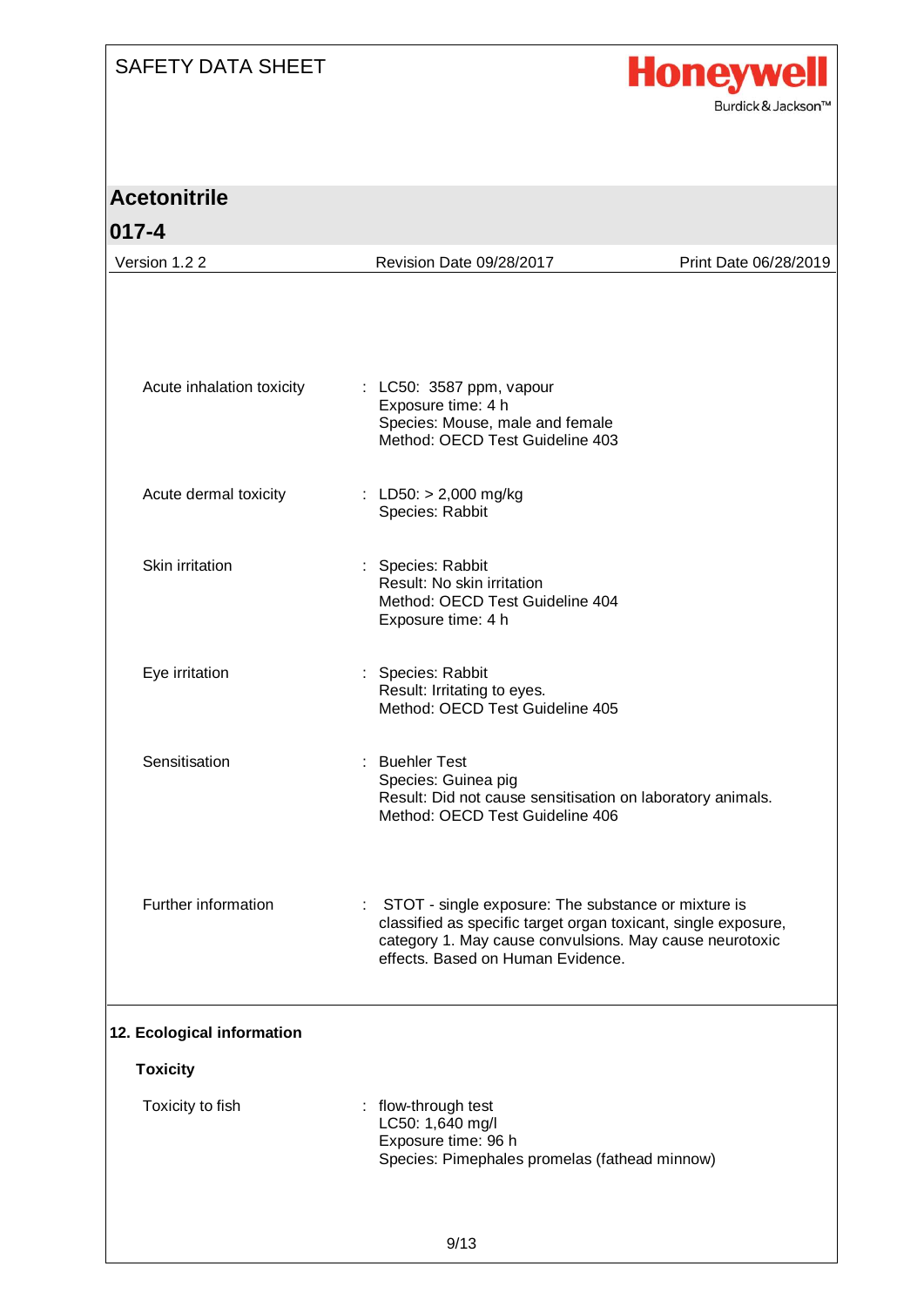| | |
|---|---|
| Acute inhalation toxicity | : LC50: 3587 ppm, vapour<br>Exposure time: 4 h<br>Species: Mouse, male and female<br>Method: OECD Test Guideline 403 |
| Acute dermal toxicity | : LD50: > 2,000 mg/kg<br>Species: Rabbit |
| Skin irritation | : Species: Rabbit<br>Result: No skin irritation<br>Method: OECD Test Guideline 404<br>Exposure time: 4 h |
| Eye irritation | : Species: Rabbit<br>Result: Irritating to eyes.<br>Method: OECD Test Guideline 405 |
| Sensitisation | : Buehler Test<br>Species: Guinea pig<br>Result: Did not cause sensitisation on laboratory animals.<br>Method: OECD Test Guideline 406 |
| Further information | : STOT - single exposure: The substance or mixture is classified as specific target organ toxicant, single exposure, category 1. May cause convulsions. May cause neurotoxic effects. Based on Human Evidence. |

## 12. Ecological information

### Toxicity

| | |
|---|---|
| Toxicity to fish | : flow-through test<br>LC50: 1,640 mg/l<br>Exposure time: 96 h<br>Species: Pimephales promelas (fathead minnow) |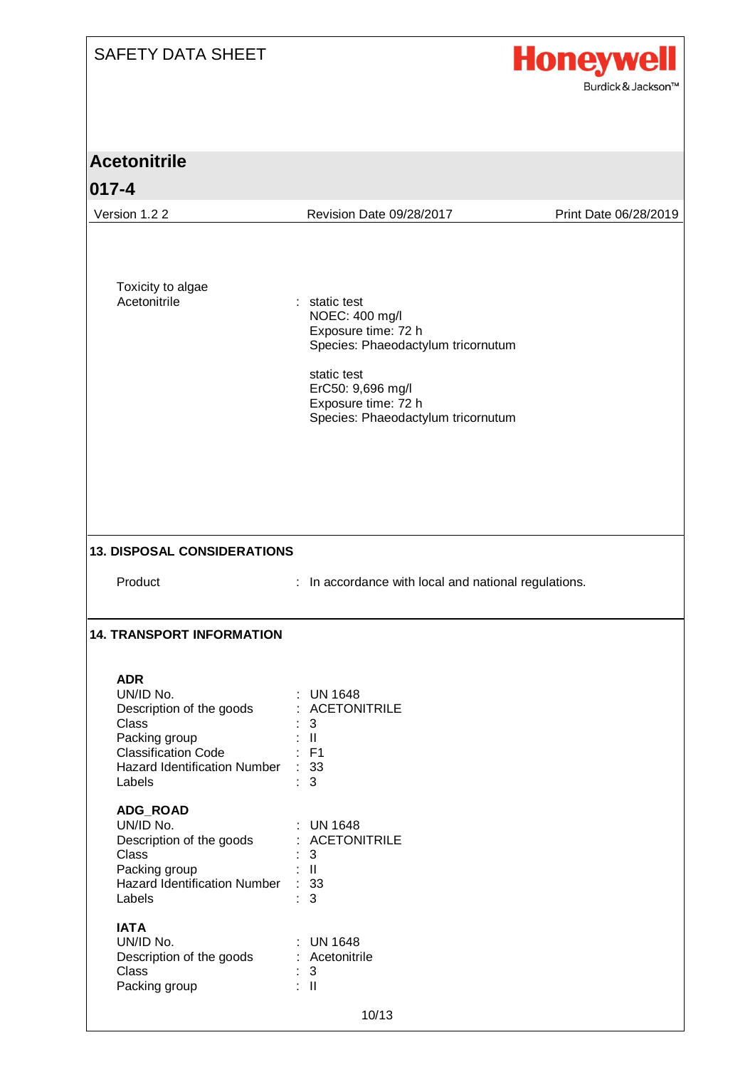Toxicity to algae
Acetonitrile : static test
NOEC: 400 mg/l
Exposure time: 72 h
Species: Phaeodactylum tricornutum

static test
ErC50: 9,696 mg/l
Exposure time: 72 h
Species: Phaeodactylum tricornutum

## 13. DISPOSAL CONSIDERATIONS

| | |
|---|---|
| Product | : In accordance with local and national regulations. |

## 14. TRANSPORT INFORMATION

**ADR**

| | |
|---|---|
| UN/ID No. | : UN 1648 |
| Description of the goods | : ACETONITRILE |
| Class | : 3 |
| Packing group | : II |
| Classification Code | : F1 |
| Hazard Identification Number | : 33 |
| Labels | : 3 |

**ADG_ROAD**

| | |
|---|---|
| UN/ID No. | : UN 1648 |
| Description of the goods | : ACETONITRILE |
| Class | : 3 |
| Packing group | : II |
| Hazard Identification Number | : 33 |
| Labels | : 3 |

**IATA**

| | |
|---|---|
| UN/ID No. | : UN 1648 |
| Description of the goods | : Acetonitrile |
| Class | : 3 |
| Packing group | : II |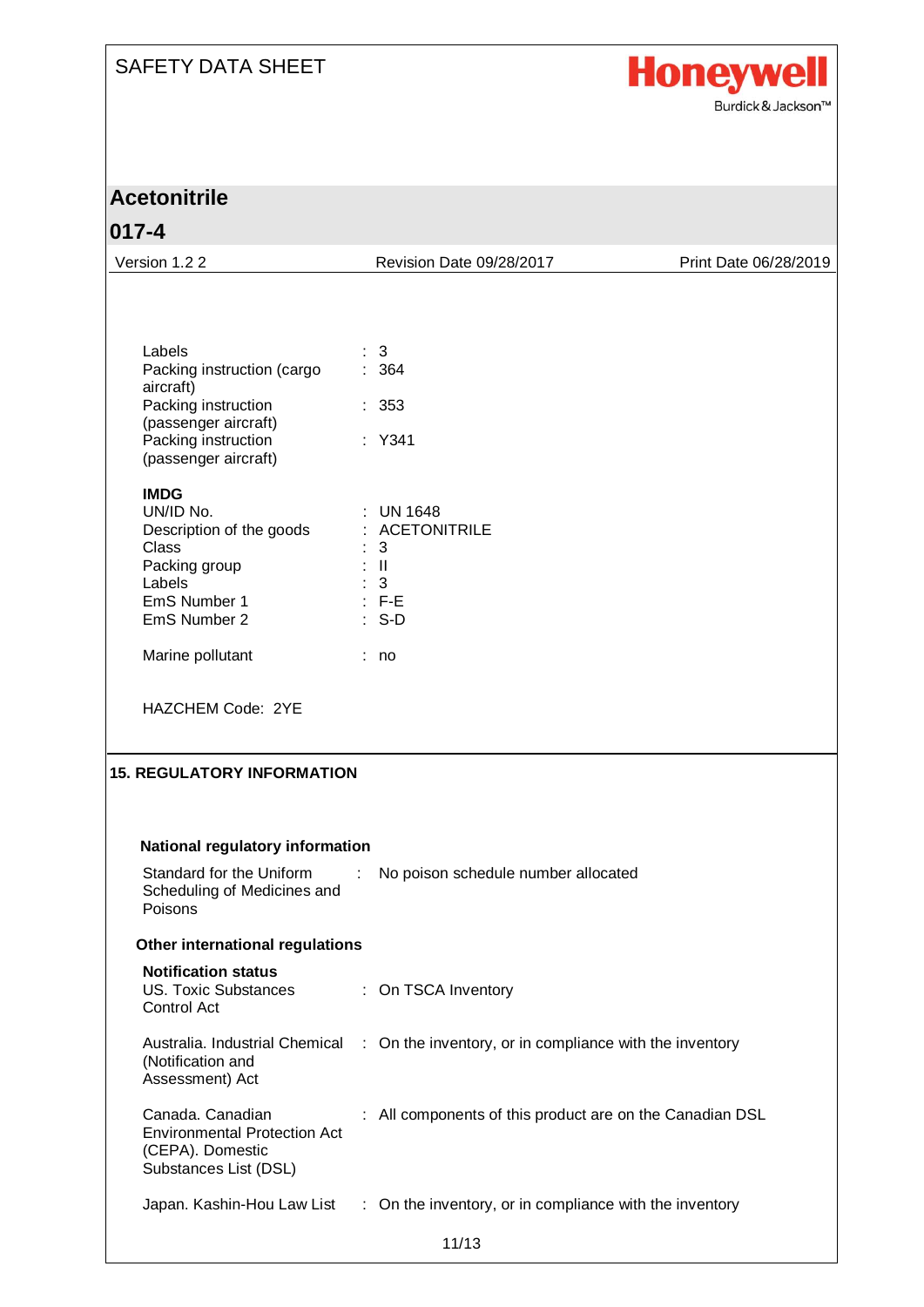| | | |
|---|---|---|
| Labels | : | 3 |
| Packing instruction (cargo aircraft) | : | 364 |
| Packing instruction (passenger aircraft) | : | 353 |
| Packing instruction (passenger aircraft) | : | Y341 |

**IMDG**

| | | |
|---|---|---|
| UN/ID No. | : | UN 1648 |
| Description of the goods | : | ACETONITRILE |
| Class | : | 3 |
| Packing group | : | II |
| Labels | : | 3 |
| EmS Number 1 | : | F-E |
| EmS Number 2 | : | S-D |
| Marine pollutant | : | no |

HAZCHEM Code: 2YE

## 15. REGULATORY INFORMATION

### National regulatory information

| | | |
|---|---|---|
| Standard for the Uniform Scheduling of Medicines and Poisons | : | No poison schedule number allocated |

### Other international regulations

**Notification status**

| | | |
|---|---|---|
| US. Toxic Substances Control Act | : | On TSCA Inventory |
| Australia. Industrial Chemical (Notification and Assessment) Act | : | On the inventory, or in compliance with the inventory |
| Canada. Canadian Environmental Protection Act (CEPA). Domestic Substances List (DSL) | : | All components of this product are on the Canadian DSL |
| Japan. Kashin-Hou Law List | : | On the inventory, or in compliance with the inventory |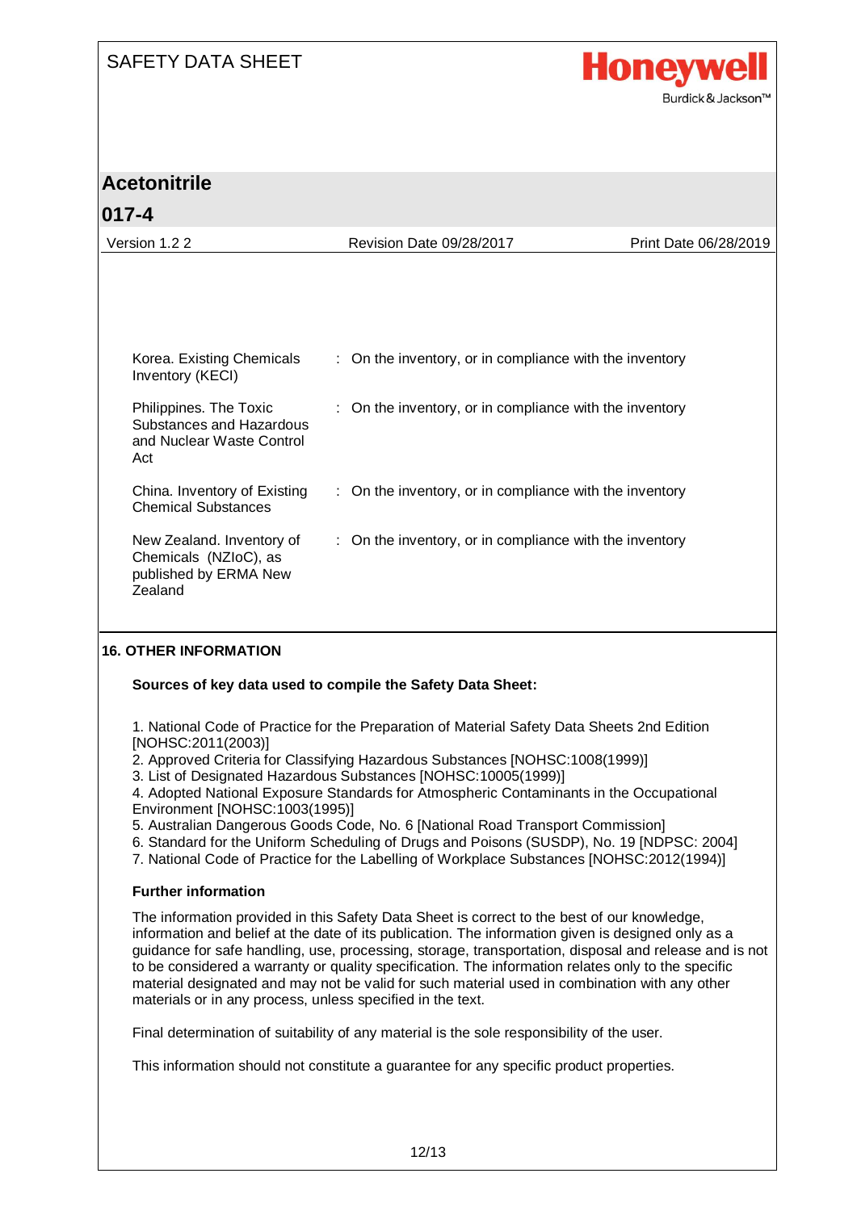| | |
|---|---|
| Korea. Existing Chemicals Inventory (KECI) | : On the inventory, or in compliance with the inventory |
| Philippines. The Toxic Substances and Hazardous and Nuclear Waste Control Act | : On the inventory, or in compliance with the inventory |
| China. Inventory of Existing Chemical Substances | : On the inventory, or in compliance with the inventory |
| New Zealand. Inventory of Chemicals (NZIoC), as published by ERMA New Zealand | : On the inventory, or in compliance with the inventory |

## 16. OTHER INFORMATION

**Sources of key data used to compile the Safety Data Sheet:**

1. National Code of Practice for the Preparation of Material Safety Data Sheets 2nd Edition [NOHSC:2011(2003)]
2. Approved Criteria for Classifying Hazardous Substances [NOHSC:1008(1999)]
3. List of Designated Hazardous Substances [NOHSC:10005(1999)]
4. Adopted National Exposure Standards for Atmospheric Contaminants in the Occupational Environment [NOHSC:1003(1995)]
5. Australian Dangerous Goods Code, No. 6 [National Road Transport Commission]
6. Standard for the Uniform Scheduling of Drugs and Poisons (SUSDP), No. 19 [NDPSC: 2004]
7. National Code of Practice for the Labelling of Workplace Substances [NOHSC:2012(1994)]

**Further information**

The information provided in this Safety Data Sheet is correct to the best of our knowledge, information and belief at the date of its publication. The information given is designed only as a guidance for safe handling, use, processing, storage, transportation, disposal and release and is not to be considered a warranty or quality specification. The information relates only to the specific material designated and may not be valid for such material used in combination with any other materials or in any process, unless specified in the text.

Final determination of suitability of any material is the sole responsibility of the user.

This information should not constitute a guarantee for any specific product properties.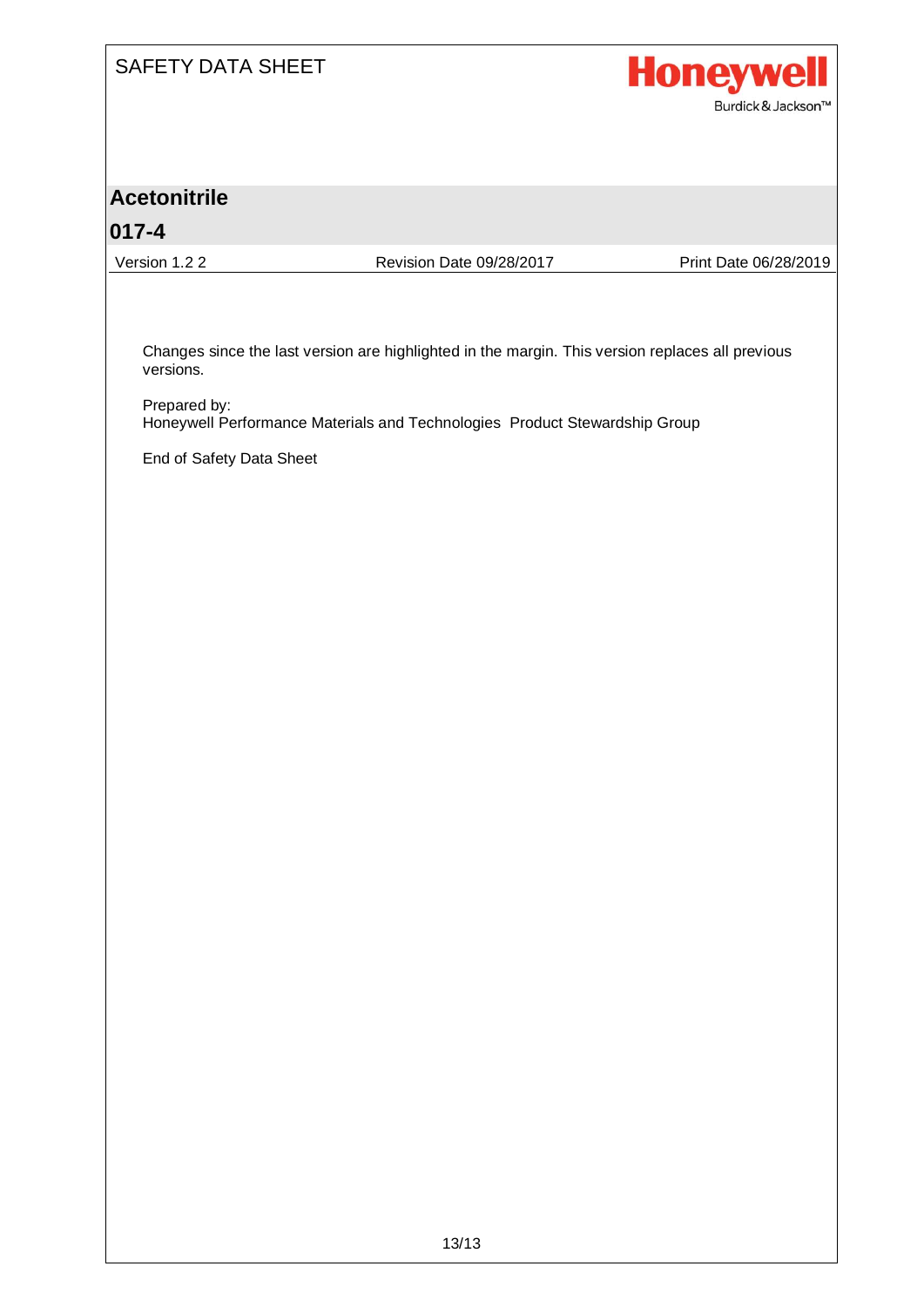Changes since the last version are highlighted in the margin. This version replaces all previous versions.

Prepared by:
Honeywell Performance Materials and Technologies  Product Stewardship Group

End of Safety Data Sheet